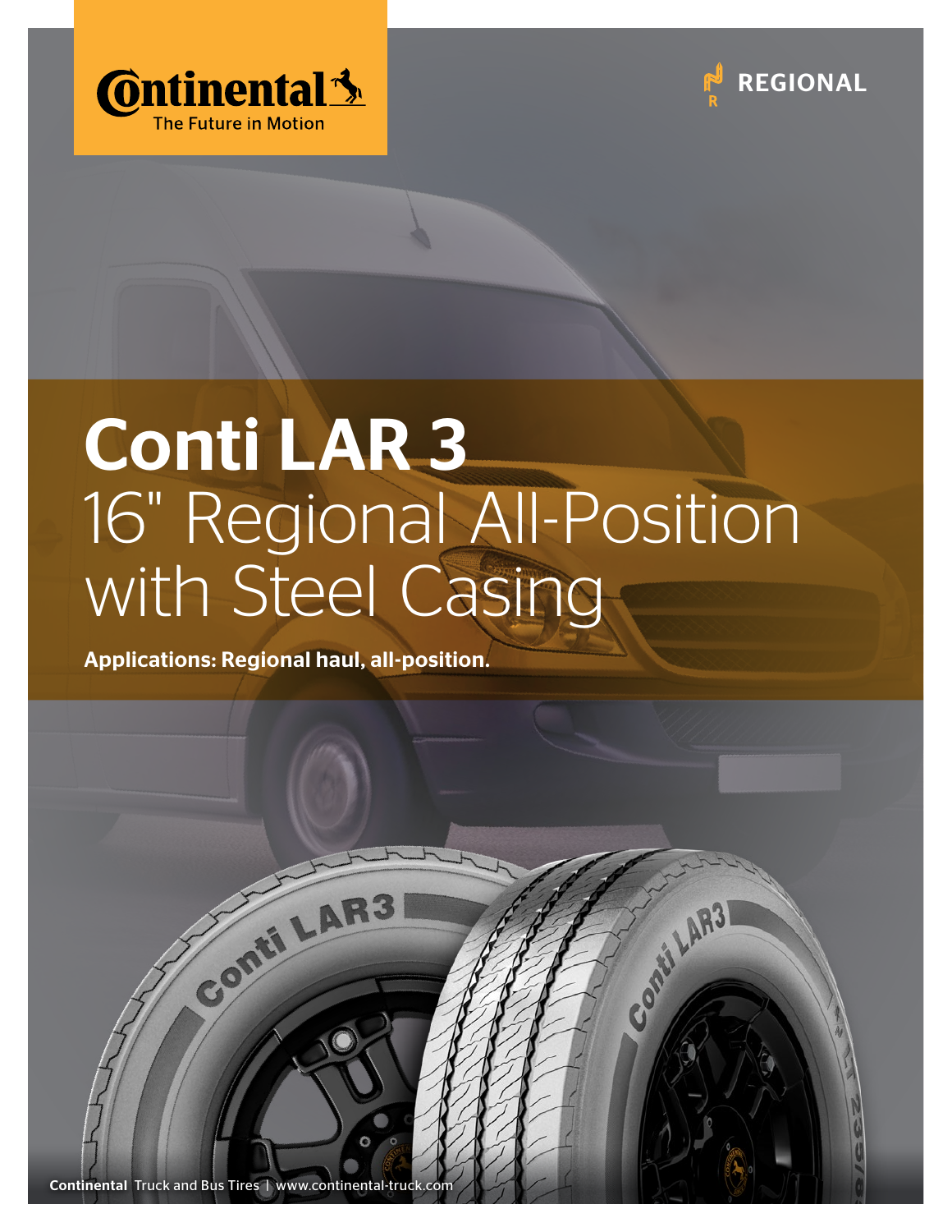Continental
The Future in Motion

REGIONAL

# Conti LAR 3

## 16" Regional All-Position with Steel Casing

**Applications: Regional haul, all-position.**

**Continental** Truck and Bus Tires | www.continental-truck.com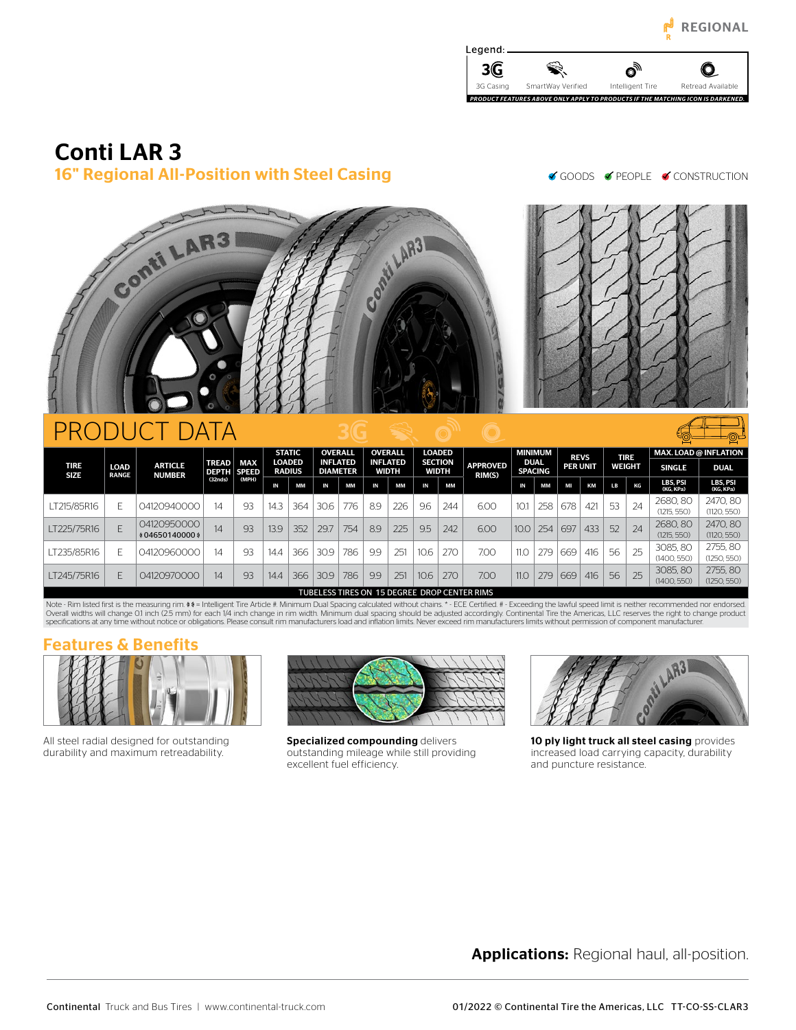REGIONAL

Legend:

3G Casing | SmartWay Verified | Intelligent Tire | Retread Available

PRODUCT FEATURES ABOVE ONLY APPLY TO PRODUCTS IF THE MATCHING ICON IS DARKENED.

# Conti LAR 3

## 16" Regional All-Position with Steel Casing

GOODS PEOPLE CONSTRUCTION

## PRODUCT DATA

| TIRE SIZE | LOAD RANGE | ARTICLE NUMBER | TREAD DEPTH (32nds) | MAX SPEED (MPH) | STATIC LOADED RADIUS | | OVERALL INFLATED DIAMETER | | OVERALL INFLATED WIDTH | | LOADED SECTION WIDTH | | APPROVED RIM(S) | MINIMUM DUAL SPACING | | REVS PER UNIT | | TIRE WEIGHT | | MAX. LOAD @ INFLATION SINGLE | MAX. LOAD @ INFLATION DUAL |
|---|---|---|---|---|---|---|---|---|---|---|---|---|---|---|---|---|---|---|---|---|---|
| | | | | | IN | MM | IN | MM | IN | MM | IN | MM | | IN | MM | MI | KM | LB | KG | LBS, PSI (KG, KPa) | LBS, PSI (KG, KPa) |
| LT215/85R16 | E | 04120940000 | 14 | 93 | 14.3 | 364 | 30.6 | 776 | 8.9 | 226 | 9.6 | 244 | 6.00 | 10.1 | 258 | 678 | 421 | 53 | 24 | 2680, 80 (1215, 550) | 2470, 80 (1120, 550) |
| LT225/75R16 | E | 04120950000 ◈04650140000◈ | 14 | 93 | 13.9 | 352 | 29.7 | 754 | 8.9 | 225 | 9.5 | 242 | 6.00 | 10.0 | 254 | 697 | 433 | 52 | 24 | 2680, 80 (1215, 550) | 2470, 80 (1120, 550) |
| LT235/85R16 | E | 04120960000 | 14 | 93 | 14.4 | 366 | 30.9 | 786 | 9.9 | 251 | 10.6 | 270 | 7.00 | 11.0 | 279 | 669 | 416 | 56 | 25 | 3085, 80 (1400, 550) | 2755, 80 (1250, 550) |
| LT245/75R16 | E | 04120970000 | 14 | 93 | 14.4 | 366 | 30.9 | 786 | 9.9 | 251 | 10.6 | 270 | 7.00 | 11.0 | 279 | 669 | 416 | 56 | 25 | 3085, 80 (1400, 550) | 2755, 80 (1250, 550) |

TUBELESS TIRES ON 15 DEGREE DROP CENTER RIMS

Note - Rim listed first is the measuring rim. ◈◈ = Intelligent Tire Article #. Minimum Dual Spacing calculated without chains. * - ECE Certified. # - Exceeding the lawful speed limit is neither recommended nor endorsed. Overall widths will change 0.1 inch (2.5 mm) for each 1/4 inch change in rim width. Minimum dual spacing should be adjusted accordingly. Continental Tire the Americas, LLC reserves the right to change product specifications at any time without notice or obligations. Please consult rim manufacturers load and inflation limits. Never exceed rim manufacturers limits without permission of component manufacturer.

## Features & Benefits

All steel radial designed for outstanding durability and maximum retreadability.

**Specialized compounding** delivers outstanding mileage while still providing excellent fuel efficiency.

**10 ply light truck all steel casing** provides increased load carrying capacity, durability and puncture resistance.

**Applications:** Regional haul, all-position.

Continental Truck and Bus Tires | www.continental-truck.com

01/2022 © Continental Tire the Americas, LLC TT-CO-SS-CLAR3